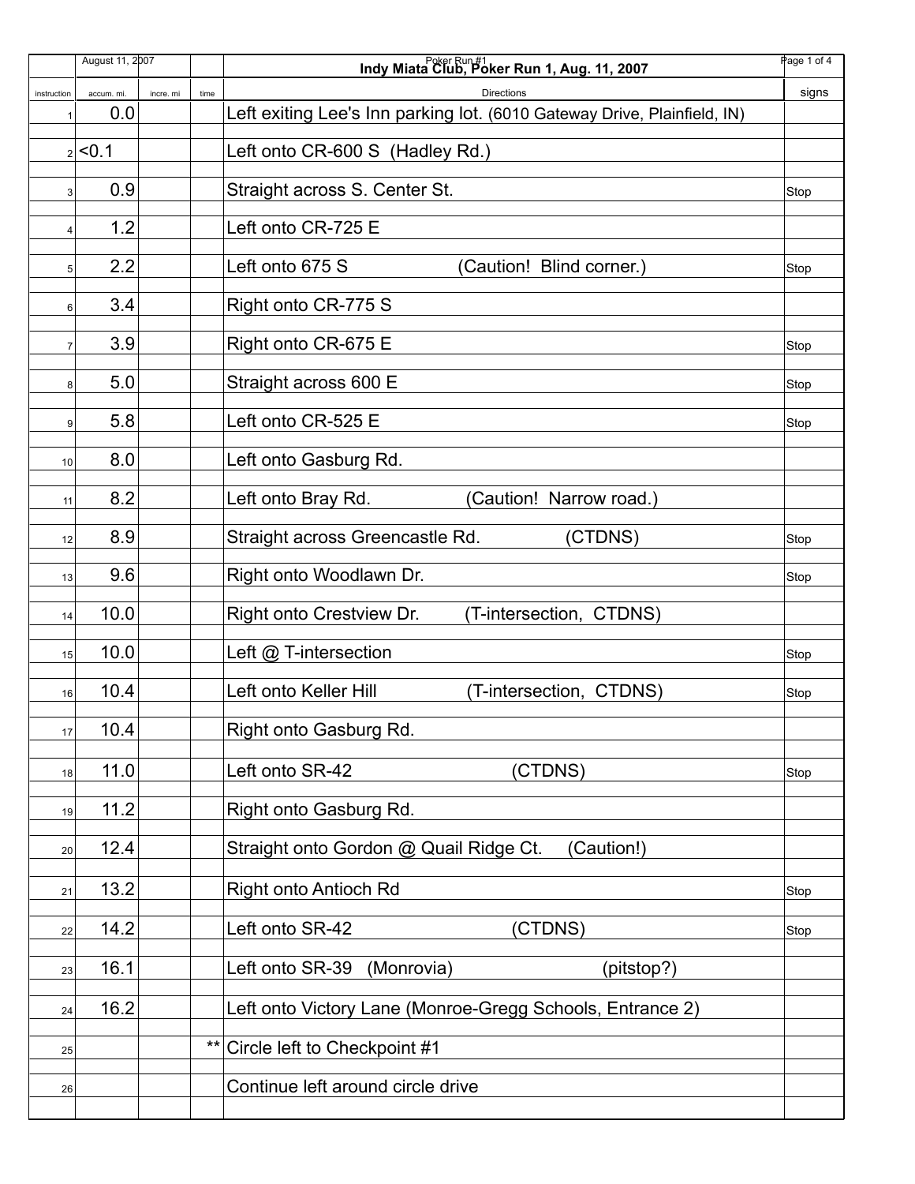# Indy Miata Club, Poker Run 1, Aug. 11, 2007

| instruction | accum. mi. | incre. mi | time | Directions | signs |
|---|---|---|---|---|---|
| 1 | 0.0 | | | Left exiting Lee's Inn parking lot. (6010 Gateway Drive, Plainfield, IN) | |
| 2 | <0.1 | | | Left onto CR-600 S (Hadley Rd.) | |
| 3 | 0.9 | | | Straight across S. Center St. | Stop |
| 4 | 1.2 | | | Left onto CR-725 E | |
| 5 | 2.2 | | | Left onto 675 S (Caution! Blind corner.) | Stop |
| 6 | 3.4 | | | Right onto CR-775 S | |
| 7 | 3.9 | | | Right onto CR-675 E | Stop |
| 8 | 5.0 | | | Straight across 600 E | Stop |
| 9 | 5.8 | | | Left onto CR-525 E | Stop |
| 10 | 8.0 | | | Left onto Gasburg Rd. | |
| 11 | 8.2 | | | Left onto Bray Rd. (Caution! Narrow road.) | |
| 12 | 8.9 | | | Straight across Greencastle Rd. (CTDNS) | Stop |
| 13 | 9.6 | | | Right onto Woodlawn Dr. | Stop |
| 14 | 10.0 | | | Right onto Crestview Dr. (T-intersection, CTDNS) | |
| 15 | 10.0 | | | Left @ T-intersection | Stop |
| 16 | 10.4 | | | Left onto Keller Hill (T-intersection, CTDNS) | Stop |
| 17 | 10.4 | | | Right onto Gasburg Rd. | |
| 18 | 11.0 | | | Left onto SR-42 (CTDNS) | Stop |
| 19 | 11.2 | | | Right onto Gasburg Rd. | |
| 20 | 12.4 | | | Straight onto Gordon @ Quail Ridge Ct. (Caution!) | |
| 21 | 13.2 | | | Right onto Antioch Rd | Stop |
| 22 | 14.2 | | | Left onto SR-42 (CTDNS) | Stop |
| 23 | 16.1 | | | Left onto SR-39 (Monrovia) (pitstop?) | |
| 24 | 16.2 | | | Left onto Victory Lane (Monroe-Gregg Schools, Entrance 2) | |
| 25 | | | ** | Circle left to Checkpoint #1 | |
| 26 | | | | Continue left around circle drive | |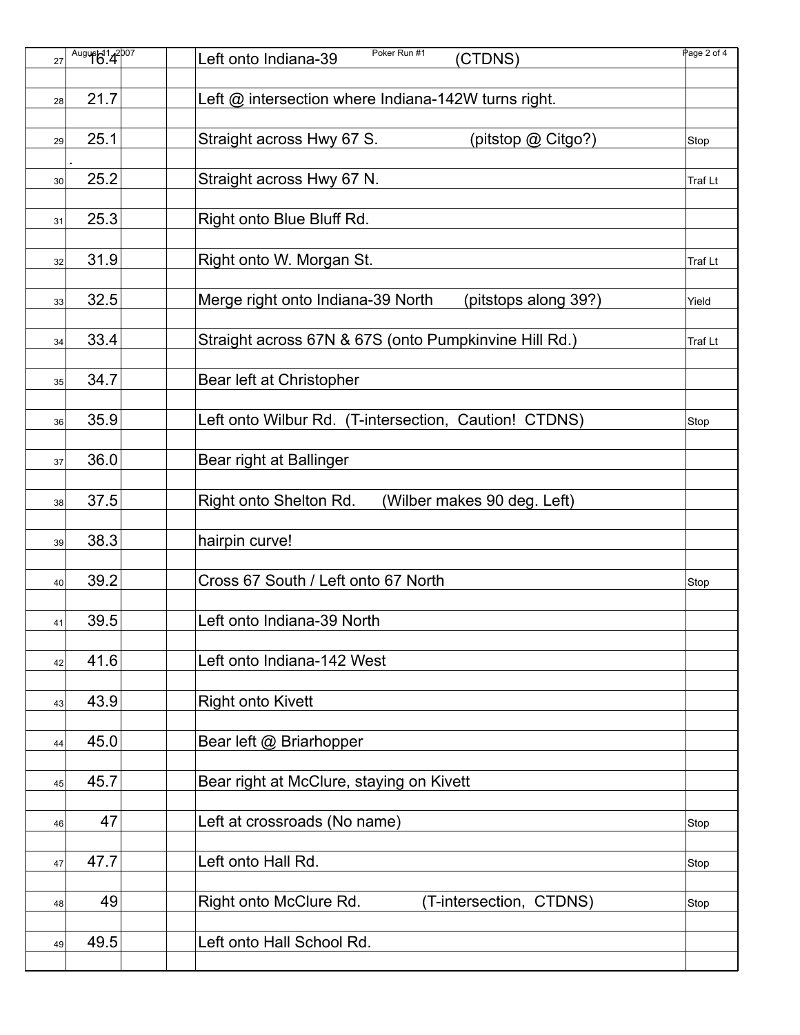| # | Mile | | | Direction | Note |
|---|---|---|---|---|---|
| 27 | 16.4 | | | Left onto Indiana-39 (CTDNS) | |
| 28 | 21.7 | | | Left @ intersection where Indiana-142W turns right. | |
| 29 | 25.1 | | | Straight across Hwy 67 S. (pitstop @ Citgo?) | Stop |
| 30 | 25.2 | | | Straight across Hwy 67 N. | Traf Lt |
| 31 | 25.3 | | | Right onto Blue Bluff Rd. | |
| 32 | 31.9 | | | Right onto W. Morgan St. | Traf Lt |
| 33 | 32.5 | | | Merge right onto Indiana-39 North (pitstops along 39?) | Yield |
| 34 | 33.4 | | | Straight across 67N & 67S (onto Pumpkinvine Hill Rd.) | Traf Lt |
| 35 | 34.7 | | | Bear left at Christopher | |
| 36 | 35.9 | | | Left onto Wilbur Rd. (T-intersection, Caution! CTDNS) | Stop |
| 37 | 36.0 | | | Bear right at Ballinger | |
| 38 | 37.5 | | | Right onto Shelton Rd. (Wilber makes 90 deg. Left) | |
| 39 | 38.3 | | | hairpin curve! | |
| 40 | 39.2 | | | Cross 67 South / Left onto 67 North | Stop |
| 41 | 39.5 | | | Left onto Indiana-39 North | |
| 42 | 41.6 | | | Left onto Indiana-142 West | |
| 43 | 43.9 | | | Right onto Kivett | |
| 44 | 45.0 | | | Bear left @ Briarhopper | |
| 45 | 45.7 | | | Bear right at McClure, staying on Kivett | |
| 46 | 47 | | | Left at crossroads (No name) | Stop |
| 47 | 47.7 | | | Left onto Hall Rd. | Stop |
| 48 | 49 | | | Right onto McClure Rd. (T-intersection, CTDNS) | Stop |
| 49 | 49.5 | | | Left onto Hall School Rd. | |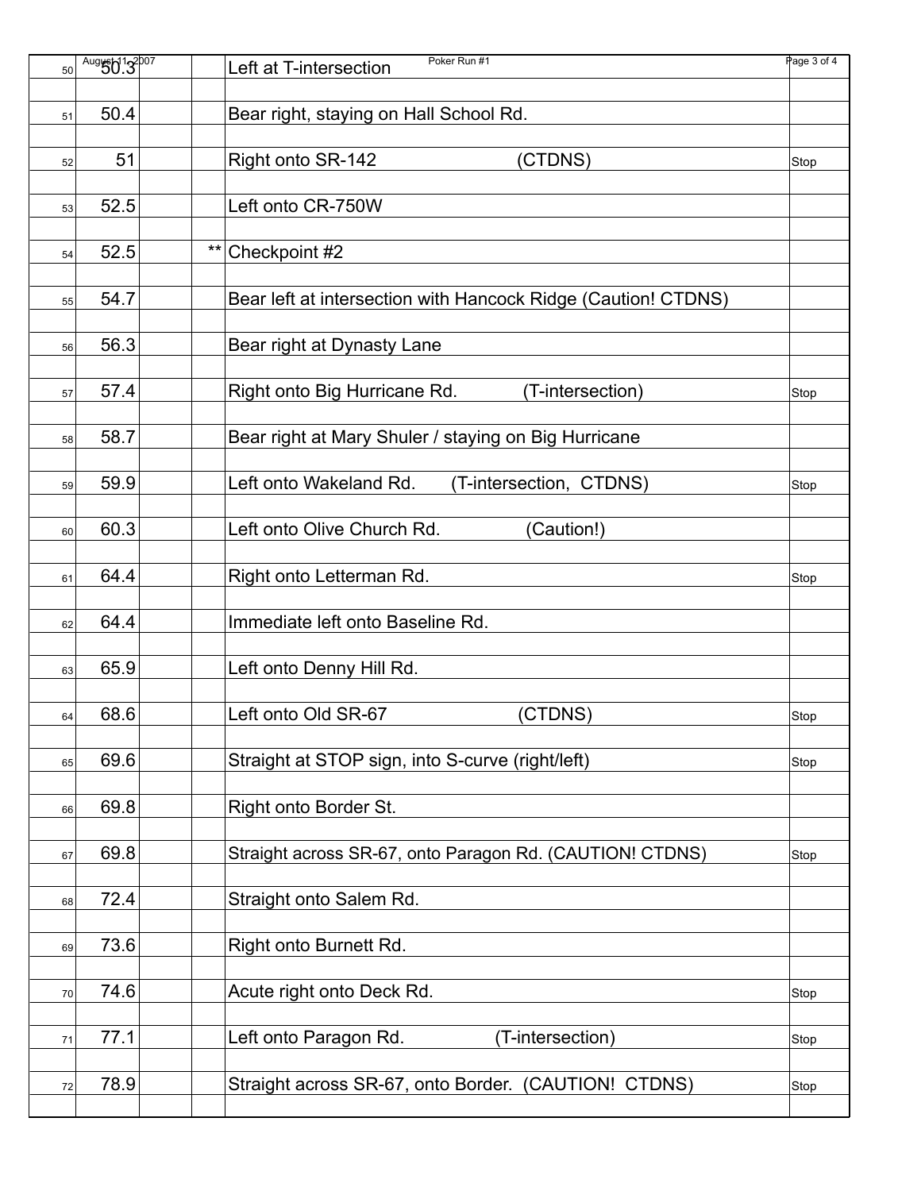| | | | | | |
|---|---|---|---|---|---|
| 50 | 50.3 | | | Left at T-intersection | |
| 51 | 50.4 | | | Bear right, staying on Hall School Rd. | |
| 52 | 51 | | | Right onto SR-142 (CTDNS) | Stop |
| 53 | 52.5 | | | Left onto CR-750W | |
| 54 | 52.5 | | ** | Checkpoint #2 | |
| 55 | 54.7 | | | Bear left at intersection with Hancock Ridge (Caution! CTDNS) | |
| 56 | 56.3 | | | Bear right at Dynasty Lane | |
| 57 | 57.4 | | | Right onto Big Hurricane Rd. (T-intersection) | Stop |
| 58 | 58.7 | | | Bear right at Mary Shuler / staying on Big Hurricane | |
| 59 | 59.9 | | | Left onto Wakeland Rd. (T-intersection, CTDNS) | Stop |
| 60 | 60.3 | | | Left onto Olive Church Rd. (Caution!) | |
| 61 | 64.4 | | | Right onto Letterman Rd. | Stop |
| 62 | 64.4 | | | Immediate left onto Baseline Rd. | |
| 63 | 65.9 | | | Left onto Denny Hill Rd. | |
| 64 | 68.6 | | | Left onto Old SR-67 (CTDNS) | Stop |
| 65 | 69.6 | | | Straight at STOP sign, into S-curve (right/left) | Stop |
| 66 | 69.8 | | | Right onto Border St. | |
| 67 | 69.8 | | | Straight across SR-67, onto Paragon Rd. (CAUTION! CTDNS) | Stop |
| 68 | 72.4 | | | Straight onto Salem Rd. | |
| 69 | 73.6 | | | Right onto Burnett Rd. | |
| 70 | 74.6 | | | Acute right onto Deck Rd. | Stop |
| 71 | 77.1 | | | Left onto Paragon Rd. (T-intersection) | Stop |
| 72 | 78.9 | | | Straight across SR-67, onto Border. (CAUTION! CTDNS) | Stop |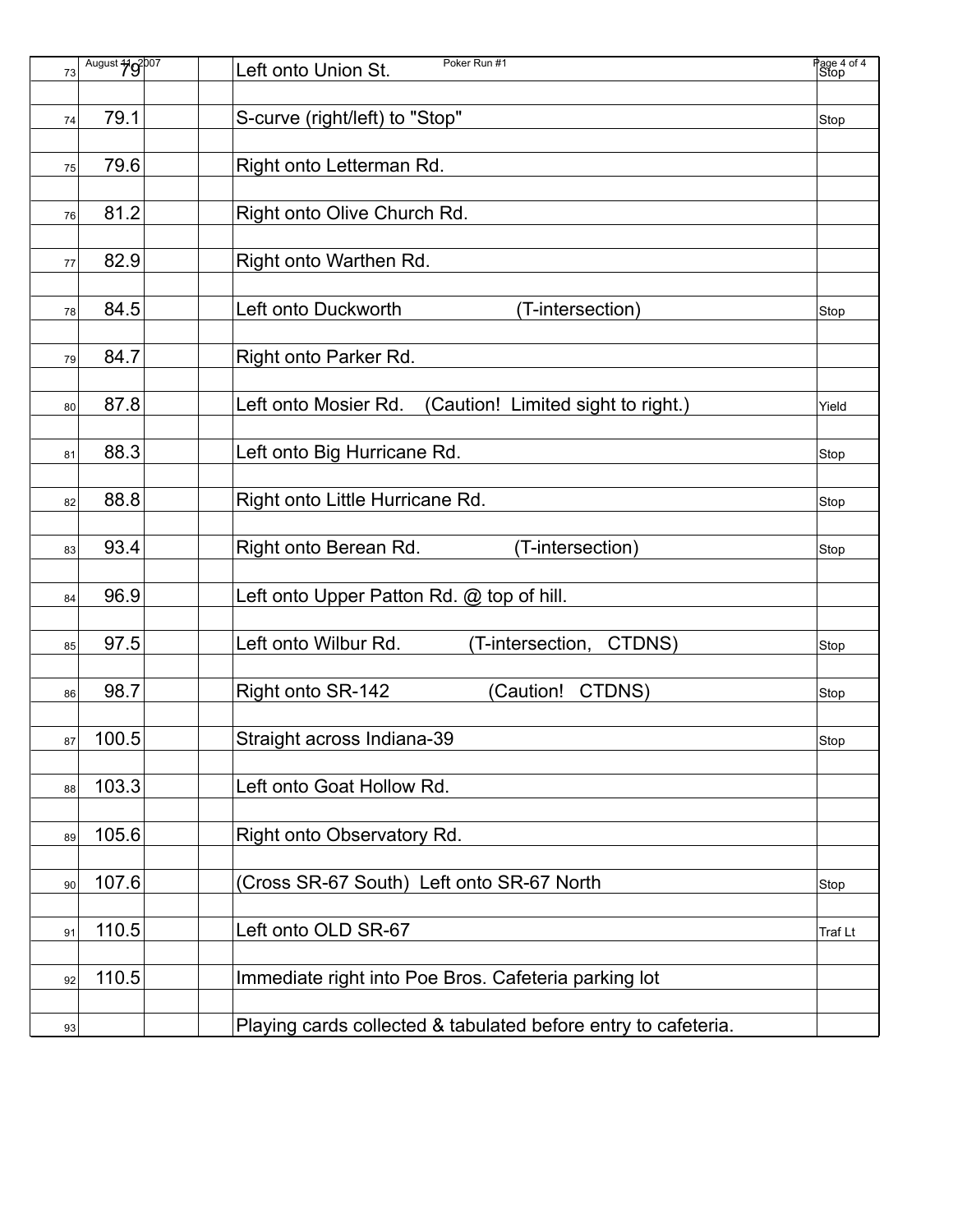| | | | | | |
|---|---|---|---|---|---|
| 73 | 79 | | | Left onto Union St. | Stop |
| 74 | 79.1 | | | S-curve (right/left) to "Stop" | Stop |
| 75 | 79.6 | | | Right onto Letterman Rd. | |
| 76 | 81.2 | | | Right onto Olive Church Rd. | |
| 77 | 82.9 | | | Right onto Warthen Rd. | |
| 78 | 84.5 | | | Left onto Duckworth (T-intersection) | Stop |
| 79 | 84.7 | | | Right onto Parker Rd. | |
| 80 | 87.8 | | | Left onto Mosier Rd. (Caution! Limited sight to right.) | Yield |
| 81 | 88.3 | | | Left onto Big Hurricane Rd. | Stop |
| 82 | 88.8 | | | Right onto Little Hurricane Rd. | Stop |
| 83 | 93.4 | | | Right onto Berean Rd. (T-intersection) | Stop |
| 84 | 96.9 | | | Left onto Upper Patton Rd. @ top of hill. | |
| 85 | 97.5 | | | Left onto Wilbur Rd. (T-intersection, CTDNS) | Stop |
| 86 | 98.7 | | | Right onto SR-142 (Caution! CTDNS) | Stop |
| 87 | 100.5 | | | Straight across Indiana-39 | Stop |
| 88 | 103.3 | | | Left onto Goat Hollow Rd. | |
| 89 | 105.6 | | | Right onto Observatory Rd. | |
| 90 | 107.6 | | | (Cross SR-67 South) Left onto SR-67 North | Stop |
| 91 | 110.5 | | | Left onto OLD SR-67 | Traf Lt |
| 92 | 110.5 | | | Immediate right into Poe Bros. Cafeteria parking lot | |
| 93 | | | | Playing cards collected & tabulated before entry to cafeteria. | |